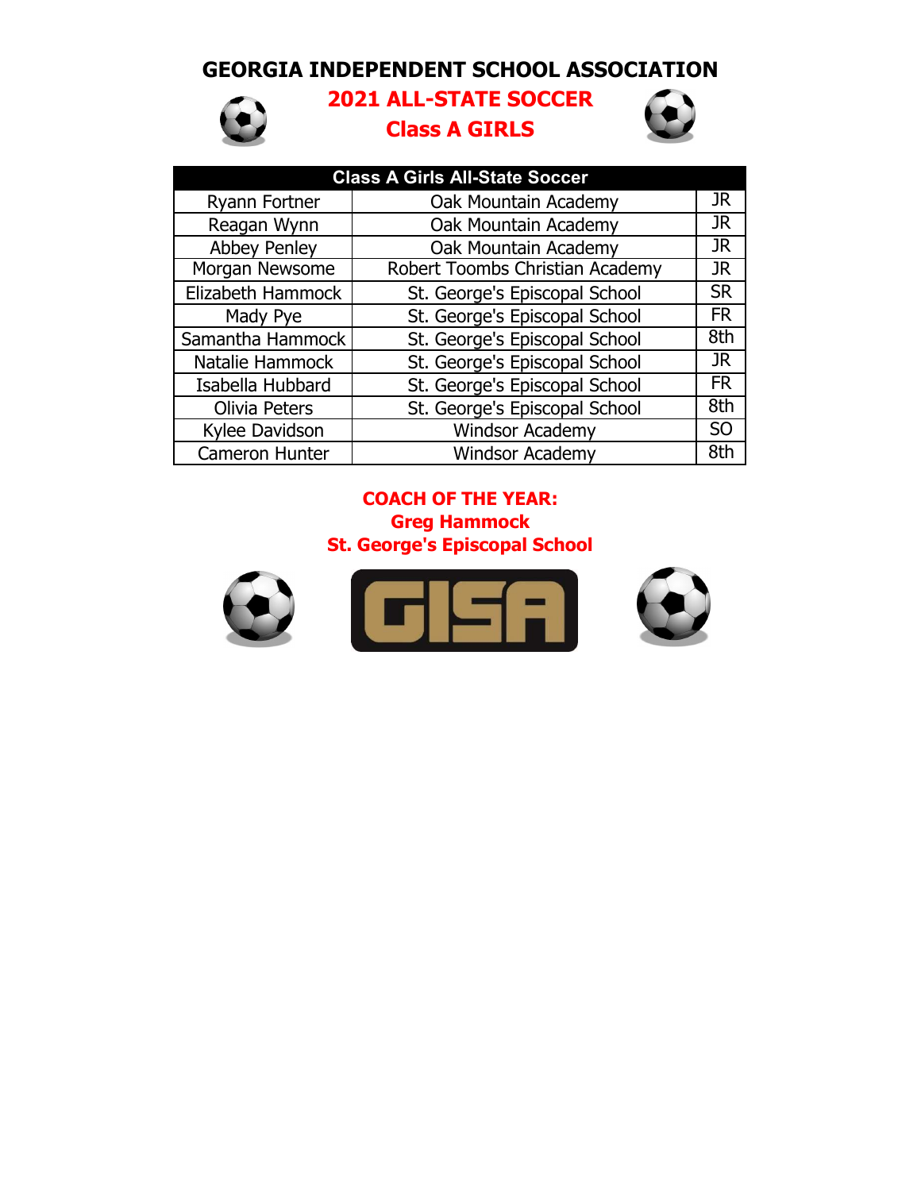# GEORGIA INDEPENDENT SCHOOL ASSOCIATION

## 2021 ALL-STATE SOCCER

## Class A GIRLS

| Class A Girls All-State Soccer | | |
|---|---|---|
| Ryann Fortner | Oak Mountain Academy | JR |
| Reagan Wynn | Oak Mountain Academy | JR |
| Abbey Penley | Oak Mountain Academy | JR |
| Morgan Newsome | Robert Toombs Christian Academy | JR |
| Elizabeth Hammock | St. George's Episcopal School | SR |
| Mady Pye | St. George's Episcopal School | FR |
| Samantha Hammock | St. George's Episcopal School | 8th |
| Natalie Hammock | St. George's Episcopal School | JR |
| Isabella Hubbard | St. George's Episcopal School | FR |
| Olivia Peters | St. George's Episcopal School | 8th |
| Kylee Davidson | Windsor Academy | SO |
| Cameron Hunter | Windsor Academy | 8th |

**COACH OF THE YEAR:**
**Greg Hammock**
**St. George's Episcopal School**

GISA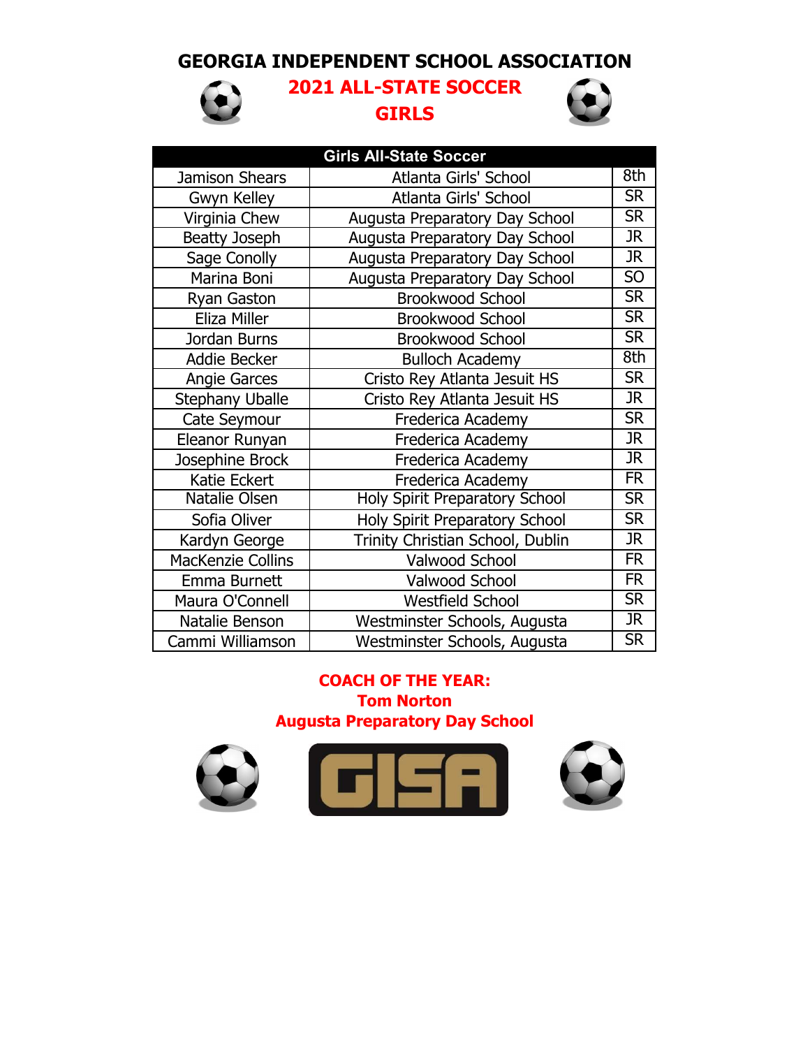# GEORGIA INDEPENDENT SCHOOL ASSOCIATION

## 2021 ALL-STATE SOCCER

## GIRLS

| Girls All-State Soccer | | |
|---|---|---|
| Jamison Shears | Atlanta Girls' School | 8th |
| Gwyn Kelley | Atlanta Girls' School | SR |
| Virginia Chew | Augusta Preparatory Day School | SR |
| Beatty Joseph | Augusta Preparatory Day School | JR |
| Sage Conolly | Augusta Preparatory Day School | JR |
| Marina Boni | Augusta Preparatory Day School | SO |
| Ryan Gaston | Brookwood School | SR |
| Eliza Miller | Brookwood School | SR |
| Jordan Burns | Brookwood School | SR |
| Addie Becker | Bulloch Academy | 8th |
| Angie Garces | Cristo Rey Atlanta Jesuit HS | SR |
| Stephany Uballe | Cristo Rey Atlanta Jesuit HS | JR |
| Cate Seymour | Frederica Academy | SR |
| Eleanor Runyan | Frederica Academy | JR |
| Josephine Brock | Frederica Academy | JR |
| Katie Eckert | Frederica Academy | FR |
| Natalie Olsen | Holy Spirit Preparatory School | SR |
| Sofia Oliver | Holy Spirit Preparatory School | SR |
| Kardyn George | Trinity Christian School, Dublin | JR |
| MacKenzie Collins | Valwood School | FR |
| Emma Burnett | Valwood School | FR |
| Maura O'Connell | Westfield School | SR |
| Natalie Benson | Westminster Schools, Augusta | JR |
| Cammi Williamson | Westminster Schools, Augusta | SR |

**COACH OF THE YEAR:**
**Tom Norton**
**Augusta Preparatory Day School**

GISA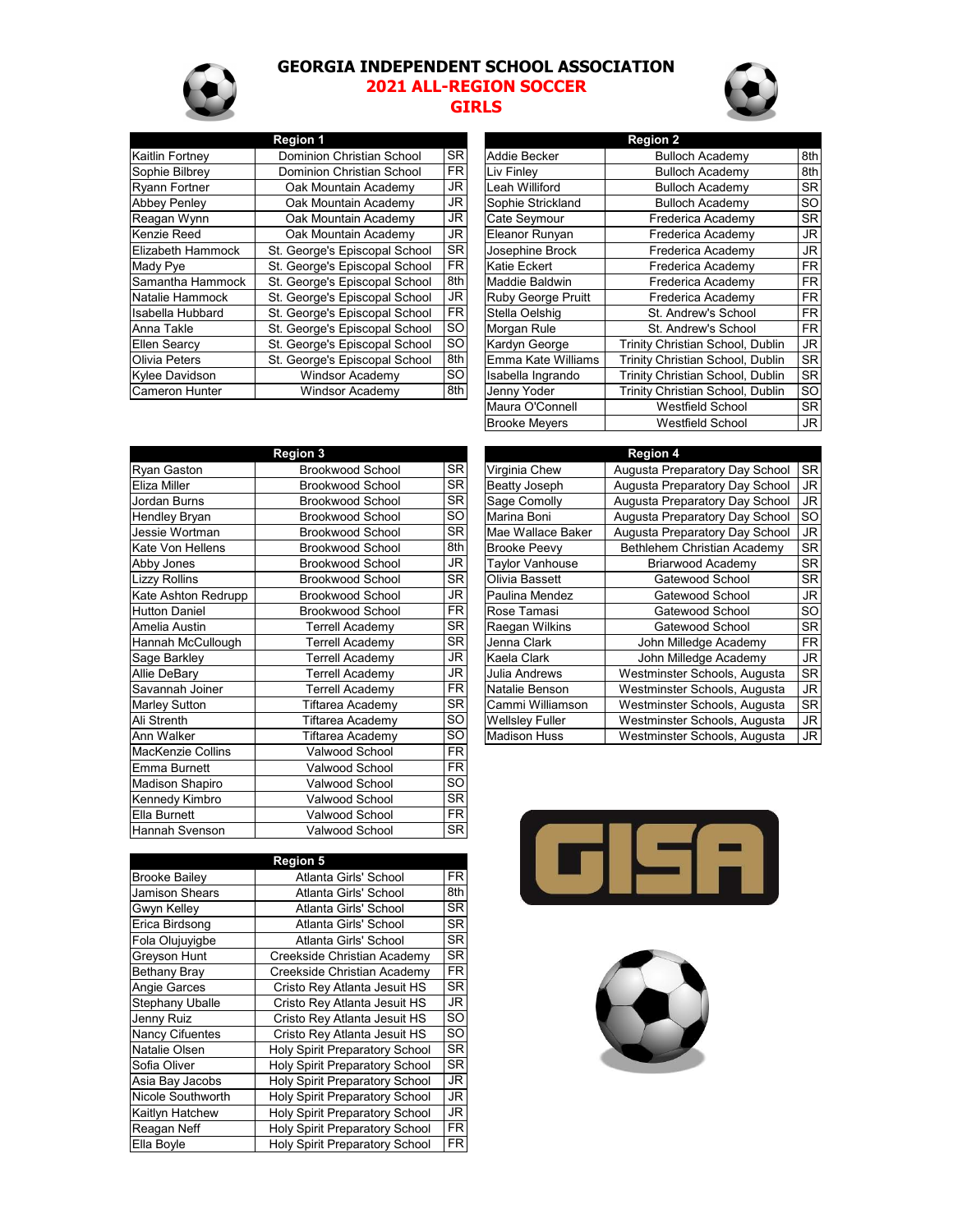# GEORGIA INDEPENDENT SCHOOL ASSOCIATION

## 2021 ALL-REGION SOCCER

## GIRLS

| Region 1 | | |
|---|---|---|
| Kaitlin Fortney | Dominion Christian School | SR |
| Sophie Bilbrey | Dominion Christian School | FR |
| Ryann Fortner | Oak Mountain Academy | JR |
| Abbey Penley | Oak Mountain Academy | JR |
| Reagan Wynn | Oak Mountain Academy | JR |
| Kenzie Reed | Oak Mountain Academy | JR |
| Elizabeth Hammock | St. George's Episcopal School | SR |
| Mady Pye | St. George's Episcopal School | FR |
| Samantha Hammock | St. George's Episcopal School | 8th |
| Natalie Hammock | St. George's Episcopal School | JR |
| Isabella Hubbard | St. George's Episcopal School | FR |
| Anna Takle | St. George's Episcopal School | SO |
| Ellen Searcy | St. George's Episcopal School | SO |
| Olivia Peters | St. George's Episcopal School | 8th |
| Kylee Davidson | Windsor Academy | SO |
| Cameron Hunter | Windsor Academy | 8th |

| Region 2 | | |
|---|---|---|
| Addie Becker | Bulloch Academy | 8th |
| Liv Finley | Bulloch Academy | 8th |
| Leah Williford | Bulloch Academy | SR |
| Sophie Strickland | Bulloch Academy | SO |
| Cate Seymour | Frederica Academy | SR |
| Eleanor Runyan | Frederica Academy | JR |
| Josephine Brock | Frederica Academy | JR |
| Katie Eckert | Frederica Academy | FR |
| Maddie Baldwin | Frederica Academy | FR |
| Ruby George Pruitt | Frederica Academy | FR |
| Stella Oelshig | St. Andrew's School | FR |
| Morgan Rule | St. Andrew's School | FR |
| Kardyn George | Trinity Christian School, Dublin | JR |
| Emma Kate Williams | Trinity Christian School, Dublin | SR |
| Isabella Ingrando | Trinity Christian School, Dublin | SR |
| Jenny Yoder | Trinity Christian School, Dublin | SO |
| Maura O'Connell | Westfield School | SR |
| Brooke Meyers | Westfield School | JR |

| Region 3 | | |
|---|---|---|
| Ryan Gaston | Brookwood School | SR |
| Eliza Miller | Brookwood School | SR |
| Jordan Burns | Brookwood School | SR |
| Hendley Bryan | Brookwood School | SO |
| Jessie Wortman | Brookwood School | SR |
| Kate Von Hellens | Brookwood School | 8th |
| Abby Jones | Brookwood School | JR |
| Lizzy Rollins | Brookwood School | SR |
| Kate Ashton Redrupp | Brookwood School | JR |
| Hutton Daniel | Brookwood School | FR |
| Amelia Austin | Terrell Academy | SR |
| Hannah McCullough | Terrell Academy | SR |
| Sage Barkley | Terrell Academy | JR |
| Allie DeBary | Terrell Academy | JR |
| Savannah Joiner | Terrell Academy | FR |
| Marley Sutton | Tiftarea Academy | SR |
| Ali Strenth | Tiftarea Academy | SO |
| Ann Walker | Tiftarea Academy | SO |
| MacKenzie Collins | Valwood School | FR |
| Emma Burnett | Valwood School | FR |
| Madison Shapiro | Valwood School | SO |
| Kennedy Kimbro | Valwood School | SR |
| Ella Burnett | Valwood School | FR |
| Hannah Svenson | Valwood School | SR |

| Region 4 | | |
|---|---|---|
| Virginia Chew | Augusta Preparatory Day School | SR |
| Beatty Joseph | Augusta Preparatory Day School | JR |
| Sage Comolly | Augusta Preparatory Day School | JR |
| Marina Boni | Augusta Preparatory Day School | SO |
| Mae Wallace Baker | Augusta Preparatory Day School | JR |
| Brooke Peevy | Bethlehem Christian Academy | SR |
| Taylor Vanhouse | Briarwood Academy | SR |
| Olivia Bassett | Gatewood School | SR |
| Paulina Mendez | Gatewood School | JR |
| Rose Tamasi | Gatewood School | SO |
| Raegan Wilkins | Gatewood School | SR |
| Jenna Clark | John Milledge Academy | FR |
| Kaela Clark | John Milledge Academy | JR |
| Julia Andrews | Westminster Schools, Augusta | SR |
| Natalie Benson | Westminster Schools, Augusta | JR |
| Cammi Williamson | Westminster Schools, Augusta | SR |
| Wellsley Fuller | Westminster Schools, Augusta | JR |
| Madison Huss | Westminster Schools, Augusta | JR |

| Region 5 | | |
|---|---|---|
| Brooke Bailey | Atlanta Girls' School | FR |
| Jamison Shears | Atlanta Girls' School | 8th |
| Gwyn Kelley | Atlanta Girls' School | SR |
| Erica Birdsong | Atlanta Girls' School | SR |
| Fola Olujuyigbe | Atlanta Girls' School | SR |
| Greyson Hunt | Creekside Christian Academy | SR |
| Bethany Bray | Creekside Christian Academy | FR |
| Angie Garces | Cristo Rey Atlanta Jesuit HS | SR |
| Stephany Uballe | Cristo Rey Atlanta Jesuit HS | JR |
| Jenny Ruiz | Cristo Rey Atlanta Jesuit HS | SO |
| Nancy Cifuentes | Cristo Rey Atlanta Jesuit HS | SO |
| Natalie Olsen | Holy Spirit Preparatory School | SR |
| Sofia Oliver | Holy Spirit Preparatory School | SR |
| Asia Bay Jacobs | Holy Spirit Preparatory School | JR |
| Nicole Southworth | Holy Spirit Preparatory School | JR |
| Kaitlyn Hatchew | Holy Spirit Preparatory School | JR |
| Reagan Neff | Holy Spirit Preparatory School | FR |
| Ella Boyle | Holy Spirit Preparatory School | FR |

GISA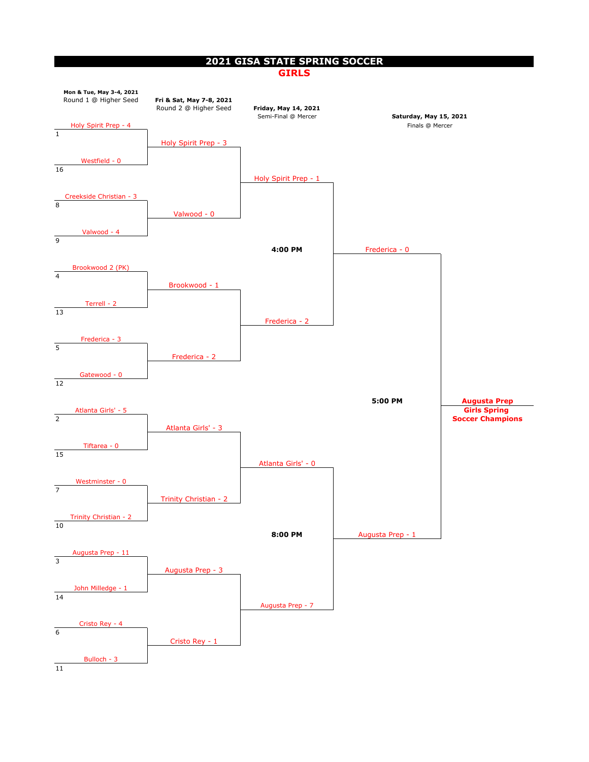# 2021 GISA STATE SPRING SOCCER

## GIRLS

### Round 1 @ Higher Seed — Mon & Tue, May 3-4, 2021

| Seed | Team - Score |
|---|---|
| 1 | Holy Spirit Prep - 4 |
| 16 | Westfield - 0 |
| 8 | Creekside Christian - 3 |
| 9 | Valwood - 4 |
| 4 | Brookwood 2 (PK) |
| 13 | Terrell - 2 |
| 5 | Frederica - 3 |
| 12 | Gatewood - 0 |
| 2 | Atlanta Girls' - 5 |
| 15 | Tiftarea - 0 |
| 7 | Westminster - 0 |
| 10 | Trinity Christian - 2 |
| 3 | Augusta Prep - 11 |
| 14 | John Milledge - 1 |
| 6 | Cristo Rey - 4 |
| 11 | Bulloch - 3 |

### Round 2 @ Higher Seed — Fri & Sat, May 7-8, 2021

- Holy Spirit Prep - 3
- Valwood - 0
- Brookwood - 1
- Frederica - 2
- Atlanta Girls' - 3
- Trinity Christian - 2
- Augusta Prep - 3
- Cristo Rey - 1

### Semi-Final @ Mercer — Friday, May 14, 2021

**4:00 PM**

- Holy Spirit Prep - 1
- Frederica - 2

**8:00 PM**

- Atlanta Girls' - 0
- Augusta Prep - 7

### Finals @ Mercer — Saturday, May 15, 2021

**5:00 PM**

- Frederica - 0
- Augusta Prep - 1

**Augusta Prep**
**Girls Spring Soccer Champions**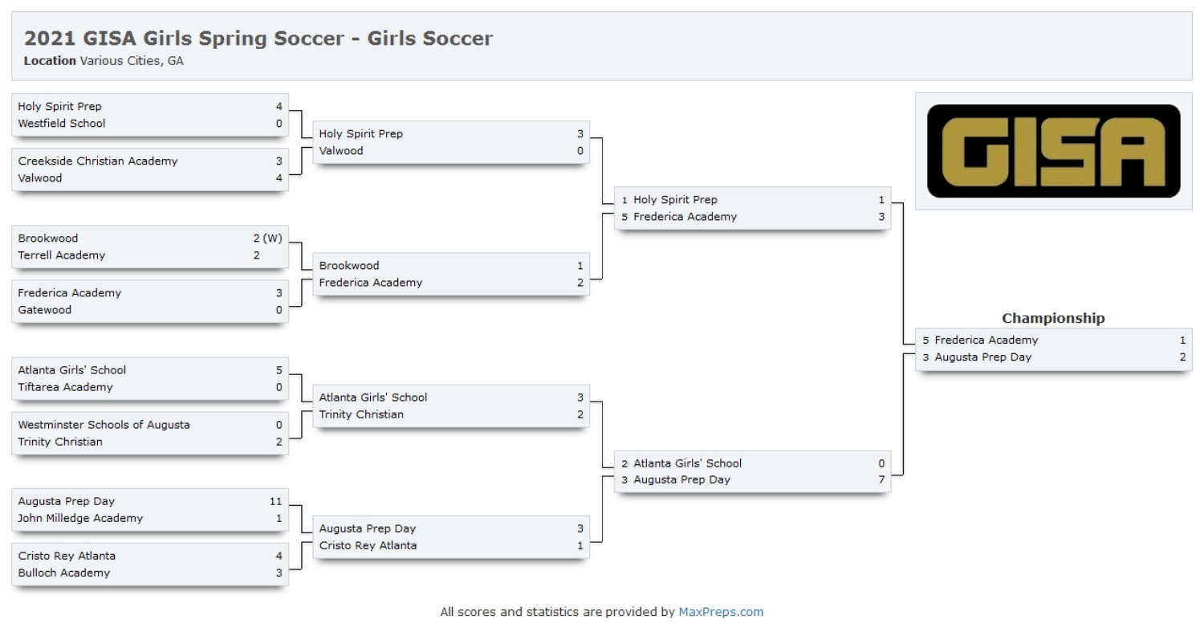# 2021 GISA Girls Spring Soccer - Girls Soccer

**Location** Various Cities, GA

| | |
|---|---|
| Holy Spirit Prep | 4 |
| Westfield School | 0 |

| | |
|---|---|
| Creekside Christian Academy | 3 |
| Valwood | 4 |

| | |
|---|---|
| Brookwood | 2 (W) |
| Terrell Academy | 2 |

| | |
|---|---|
| Frederica Academy | 3 |
| Gatewood | 0 |

| | |
|---|---|
| Atlanta Girls' School | 5 |
| Tiftarea Academy | 0 |

| | |
|---|---|
| Westminster Schools of Augusta | 0 |
| Trinity Christian | 2 |

| | |
|---|---|
| Augusta Prep Day | 11 |
| John Milledge Academy | 1 |

| | |
|---|---|
| Cristo Rey Atlanta | 4 |
| Bulloch Academy | 3 |

| | |
|---|---|
| Holy Spirit Prep | 3 |
| Valwood | 0 |

| | |
|---|---|
| Brookwood | 1 |
| Frederica Academy | 2 |

| | |
|---|---|
| Atlanta Girls' School | 3 |
| Trinity Christian | 2 |

| | |
|---|---|
| Augusta Prep Day | 3 |
| Cristo Rey Atlanta | 1 |

| | |
|---|---|
| 1 Holy Spirit Prep | 1 |
| 5 Frederica Academy | 3 |

| | |
|---|---|
| 2 Atlanta Girls' School | 0 |
| 3 Augusta Prep Day | 7 |

### Championship

| | |
|---|---|
| 5 Frederica Academy | 1 |
| 3 Augusta Prep Day | 2 |

GISA

All scores and statistics are provided by MaxPreps.com